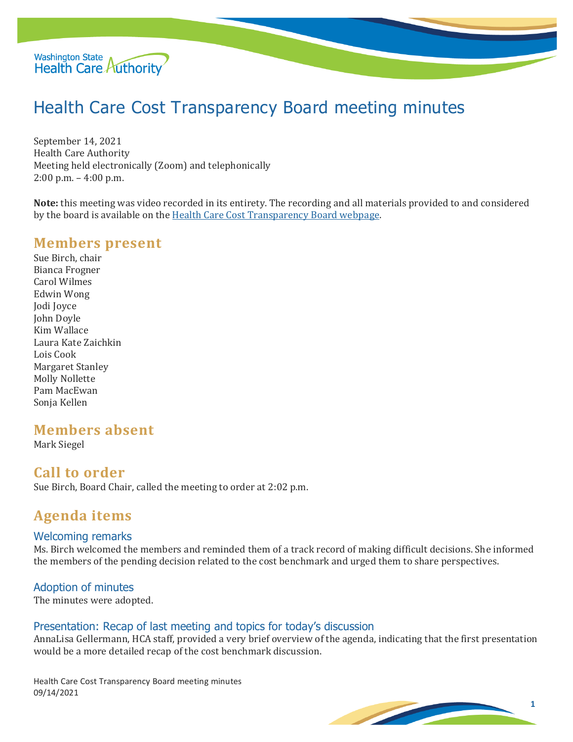# Health Care Cost Transparency Board meeting minutes

September 14, 2021
Health Care Authority
Meeting held electronically (Zoom) and telephonically
2:00 p.m. – 4:00 p.m.

**Note:** this meeting was video recorded in its entirety. The recording and all materials provided to and considered by the board is available on the Health Care Cost Transparency Board webpage.

## Members present

Sue Birch, chair
Bianca Frogner
Carol Wilmes
Edwin Wong
Jodi Joyce
John Doyle
Kim Wallace
Laura Kate Zaichkin
Lois Cook
Margaret Stanley
Molly Nollette
Pam MacEwan
Sonja Kellen

## Members absent

Mark Siegel

## Call to order

Sue Birch, Board Chair, called the meeting to order at 2:02 p.m.

## Agenda items

### Welcoming remarks

Ms. Birch welcomed the members and reminded them of a track record of making difficult decisions. She informed the members of the pending decision related to the cost benchmark and urged them to share perspectives.

### Adoption of minutes

The minutes were adopted.

### Presentation: Recap of last meeting and topics for today's discussion

AnnaLisa Gellermann, HCA staff, provided a very brief overview of the agenda, indicating that the first presentation would be a more detailed recap of the cost benchmark discussion.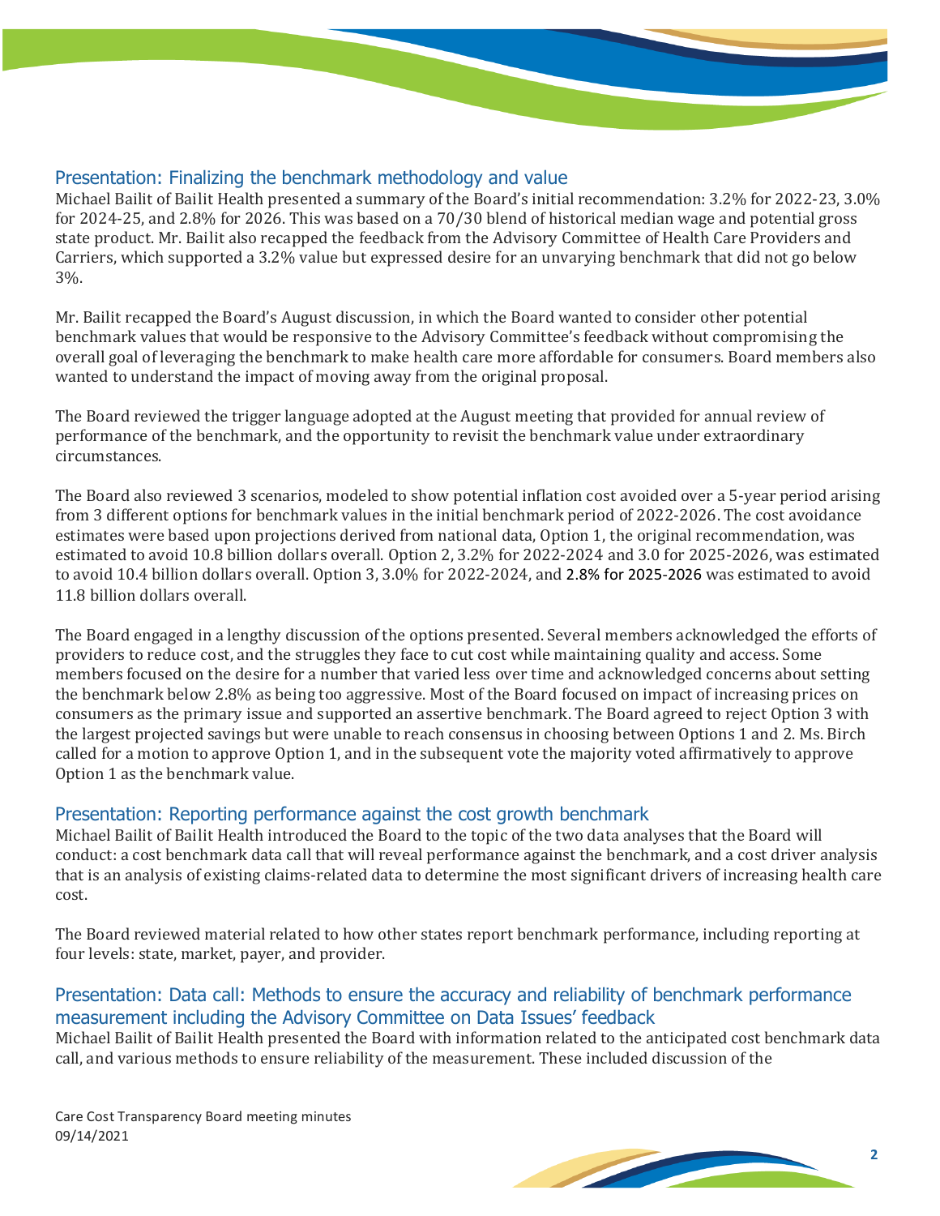## Presentation: Finalizing the benchmark methodology and value

Michael Bailit of Bailit Health presented a summary of the Board's initial recommendation: 3.2% for 2022-23, 3.0% for 2024-25, and 2.8% for 2026. This was based on a 70/30 blend of historical median wage and potential gross state product. Mr. Bailit also recapped the feedback from the Advisory Committee of Health Care Providers and Carriers, which supported a 3.2% value but expressed desire for an unvarying benchmark that did not go below 3%.

Mr. Bailit recapped the Board's August discussion, in which the Board wanted to consider other potential benchmark values that would be responsive to the Advisory Committee's feedback without compromising the overall goal of leveraging the benchmark to make health care more affordable for consumers. Board members also wanted to understand the impact of moving away from the original proposal.

The Board reviewed the trigger language adopted at the August meeting that provided for annual review of performance of the benchmark, and the opportunity to revisit the benchmark value under extraordinary circumstances.

The Board also reviewed 3 scenarios, modeled to show potential inflation cost avoided over a 5-year period arising from 3 different options for benchmark values in the initial benchmark period of 2022-2026. The cost avoidance estimates were based upon projections derived from national data, Option 1, the original recommendation, was estimated to avoid 10.8 billion dollars overall. Option 2, 3.2% for 2022-2024 and 3.0 for 2025-2026, was estimated to avoid 10.4 billion dollars overall. Option 3, 3.0% for 2022-2024, and 2.8% for 2025-2026 was estimated to avoid 11.8 billion dollars overall.

The Board engaged in a lengthy discussion of the options presented. Several members acknowledged the efforts of providers to reduce cost, and the struggles they face to cut cost while maintaining quality and access. Some members focused on the desire for a number that varied less over time and acknowledged concerns about setting the benchmark below 2.8% as being too aggressive. Most of the Board focused on impact of increasing prices on consumers as the primary issue and supported an assertive benchmark. The Board agreed to reject Option 3 with the largest projected savings but were unable to reach consensus in choosing between Options 1 and 2. Ms. Birch called for a motion to approve Option 1, and in the subsequent vote the majority voted affirmatively to approve Option 1 as the benchmark value.

## Presentation: Reporting performance against the cost growth benchmark

Michael Bailit of Bailit Health introduced the Board to the topic of the two data analyses that the Board will conduct: a cost benchmark data call that will reveal performance against the benchmark, and a cost driver analysis that is an analysis of existing claims-related data to determine the most significant drivers of increasing health care cost.

The Board reviewed material related to how other states report benchmark performance, including reporting at four levels: state, market, payer, and provider.

## Presentation: Data call: Methods to ensure the accuracy and reliability of benchmark performance measurement including the Advisory Committee on Data Issues' feedback

Michael Bailit of Bailit Health presented the Board with information related to the anticipated cost benchmark data call, and various methods to ensure reliability of the measurement. These included discussion of the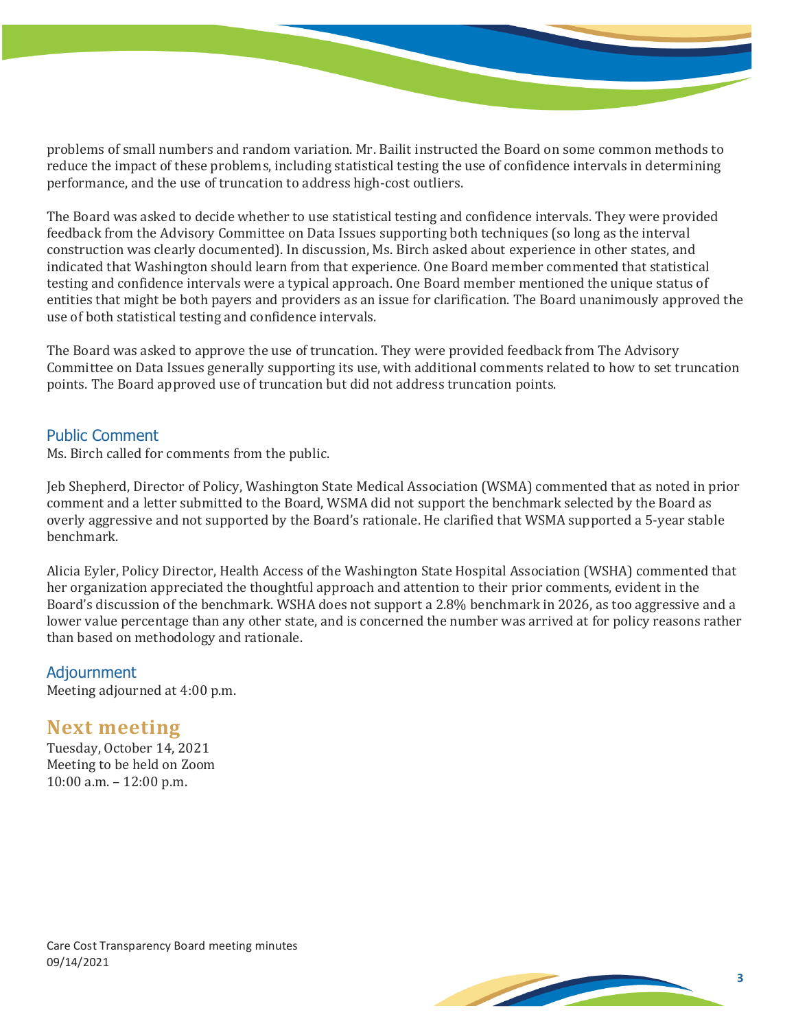problems of small numbers and random variation. Mr. Bailit instructed the Board on some common methods to reduce the impact of these problems, including statistical testing the use of confidence intervals in determining performance, and the use of truncation to address high-cost outliers.

The Board was asked to decide whether to use statistical testing and confidence intervals. They were provided feedback from the Advisory Committee on Data Issues supporting both techniques (so long as the interval construction was clearly documented). In discussion, Ms. Birch asked about experience in other states, and indicated that Washington should learn from that experience. One Board member commented that statistical testing and confidence intervals were a typical approach. One Board member mentioned the unique status of entities that might be both payers and providers as an issue for clarification. The Board unanimously approved the use of both statistical testing and confidence intervals.

The Board was asked to approve the use of truncation. They were provided feedback from The Advisory Committee on Data Issues generally supporting its use, with additional comments related to how to set truncation points. The Board approved use of truncation but did not address truncation points.

## Public Comment

Ms. Birch called for comments from the public.

Jeb Shepherd, Director of Policy, Washington State Medical Association (WSMA) commented that as noted in prior comment and a letter submitted to the Board, WSMA did not support the benchmark selected by the Board as overly aggressive and not supported by the Board's rationale. He clarified that WSMA supported a 5-year stable benchmark.

Alicia Eyler, Policy Director, Health Access of the Washington State Hospital Association (WSHA) commented that her organization appreciated the thoughtful approach and attention to their prior comments, evident in the Board's discussion of the benchmark. WSHA does not support a 2.8% benchmark in 2026, as too aggressive and a lower value percentage than any other state, and is concerned the number was arrived at for policy reasons rather than based on methodology and rationale.

## Adjournment

Meeting adjourned at 4:00 p.m.

# Next meeting

Tuesday, October 14, 2021
Meeting to be held on Zoom
10:00 a.m. – 12:00 p.m.